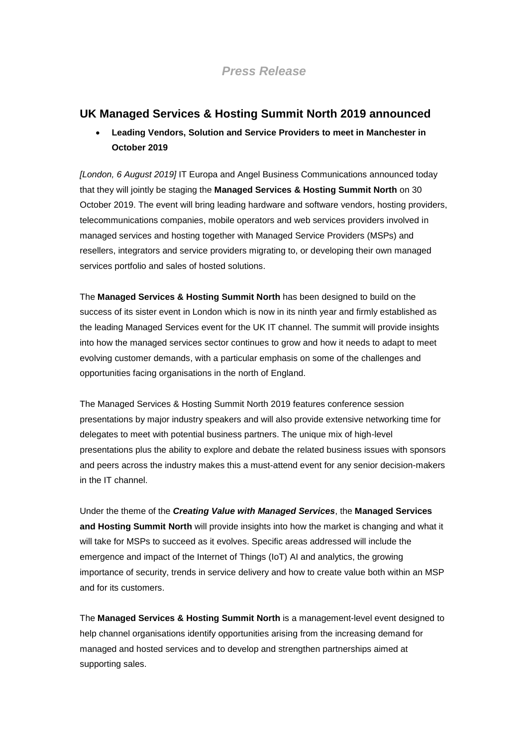*Press Release*

## UK Managed Services & Hosting Summit North 2019 announced

- **Leading Vendors, Solution and Service Providers to meet in Manchester in October 2019**

*[London, 6 August 2019]* IT Europa and Angel Business Communications announced today that they will jointly be staging the **Managed Services & Hosting Summit North** on 30 October 2019. The event will bring leading hardware and software vendors, hosting providers, telecommunications companies, mobile operators and web services providers involved in managed services and hosting together with Managed Service Providers (MSPs) and resellers, integrators and service providers migrating to, or developing their own managed services portfolio and sales of hosted solutions.

The **Managed Services & Hosting Summit North** has been designed to build on the success of its sister event in London which is now in its ninth year and firmly established as the leading Managed Services event for the UK IT channel. The summit will provide insights into how the managed services sector continues to grow and how it needs to adapt to meet evolving customer demands, with a particular emphasis on some of the challenges and opportunities facing organisations in the north of England.

The Managed Services & Hosting Summit North 2019 features conference session presentations by major industry speakers and will also provide extensive networking time for delegates to meet with potential business partners. The unique mix of high-level presentations plus the ability to explore and debate the related business issues with sponsors and peers across the industry makes this a must-attend event for any senior decision-makers in the IT channel.

Under the theme of the ***Creating Value with Managed Services***, the **Managed Services and Hosting Summit North** will provide insights into how the market is changing and what it will take for MSPs to succeed as it evolves. Specific areas addressed will include the emergence and impact of the Internet of Things (IoT) AI and analytics, the growing importance of security, trends in service delivery and how to create value both within an MSP and for its customers.

The **Managed Services & Hosting Summit North** is a management-level event designed to help channel organisations identify opportunities arising from the increasing demand for managed and hosted services and to develop and strengthen partnerships aimed at supporting sales.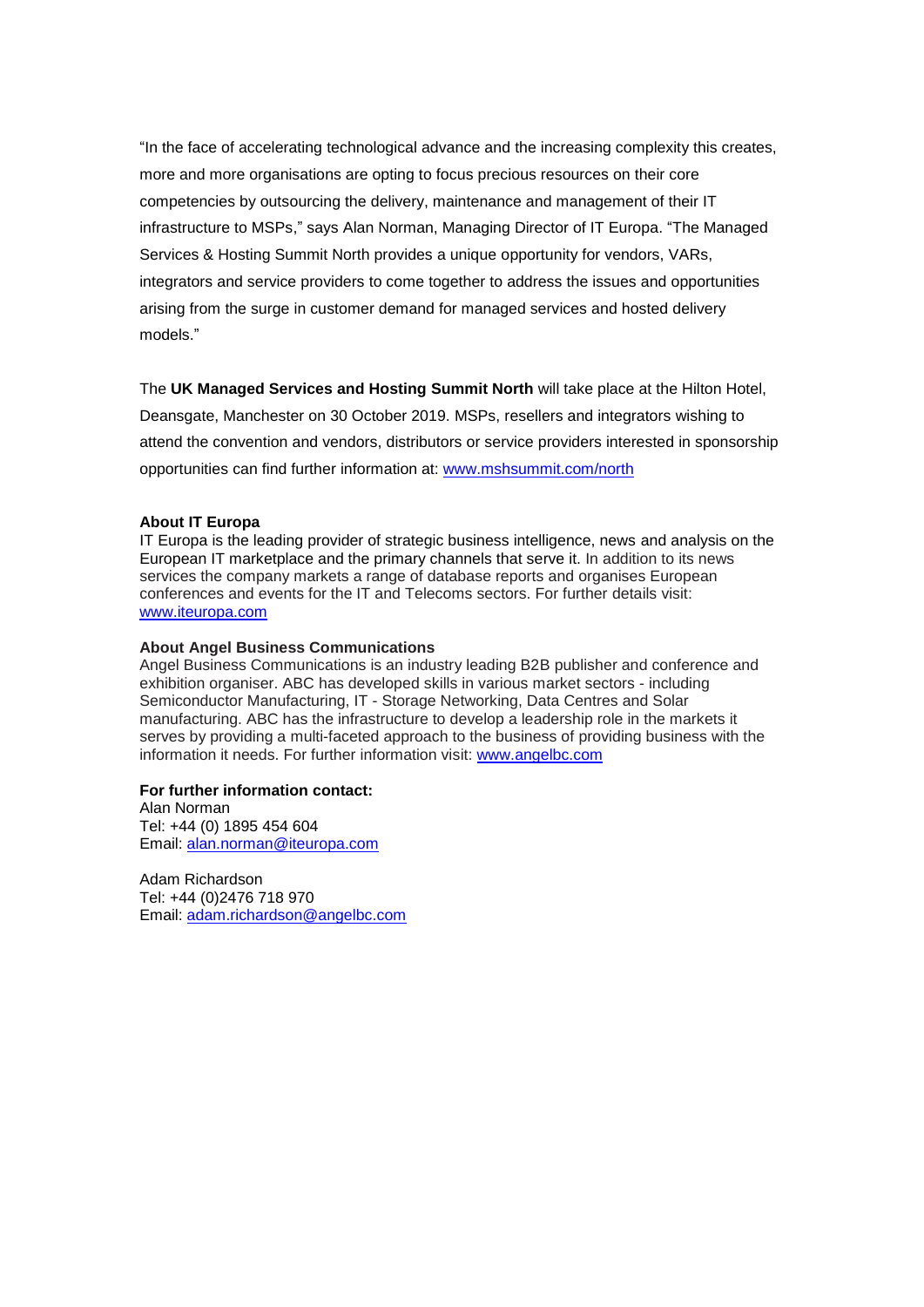"In the face of accelerating technological advance and the increasing complexity this creates, more and more organisations are opting to focus precious resources on their core competencies by outsourcing the delivery, maintenance and management of their IT infrastructure to MSPs," says Alan Norman, Managing Director of IT Europa. "The Managed Services & Hosting Summit North provides a unique opportunity for vendors, VARs, integrators and service providers to come together to address the issues and opportunities arising from the surge in customer demand for managed services and hosted delivery models."

The **UK Managed Services and Hosting Summit North** will take place at the Hilton Hotel, Deansgate, Manchester on 30 October 2019. MSPs, resellers and integrators wishing to attend the convention and vendors, distributors or service providers interested in sponsorship opportunities can find further information at: www.mshsummit.com/north

**About IT Europa**

IT Europa is the leading provider of strategic business intelligence, news and analysis on the European IT marketplace and the primary channels that serve it. In addition to its news services the company markets a range of database reports and organises European conferences and events for the IT and Telecoms sectors. For further details visit: www.iteuropa.com

**About Angel Business Communications**

Angel Business Communications is an industry leading B2B publisher and conference and exhibition organiser. ABC has developed skills in various market sectors - including Semiconductor Manufacturing, IT - Storage Networking, Data Centres and Solar manufacturing. ABC has the infrastructure to develop a leadership role in the markets it serves by providing a multi-faceted approach to the business of providing business with the information it needs. For further information visit: www.angelbc.com

**For further information contact:**

Alan Norman
Tel: +44 (0) 1895 454 604
Email: alan.norman@iteuropa.com

Adam Richardson
Tel: +44 (0)2476 718 970
Email: adam.richardson@angelbc.com